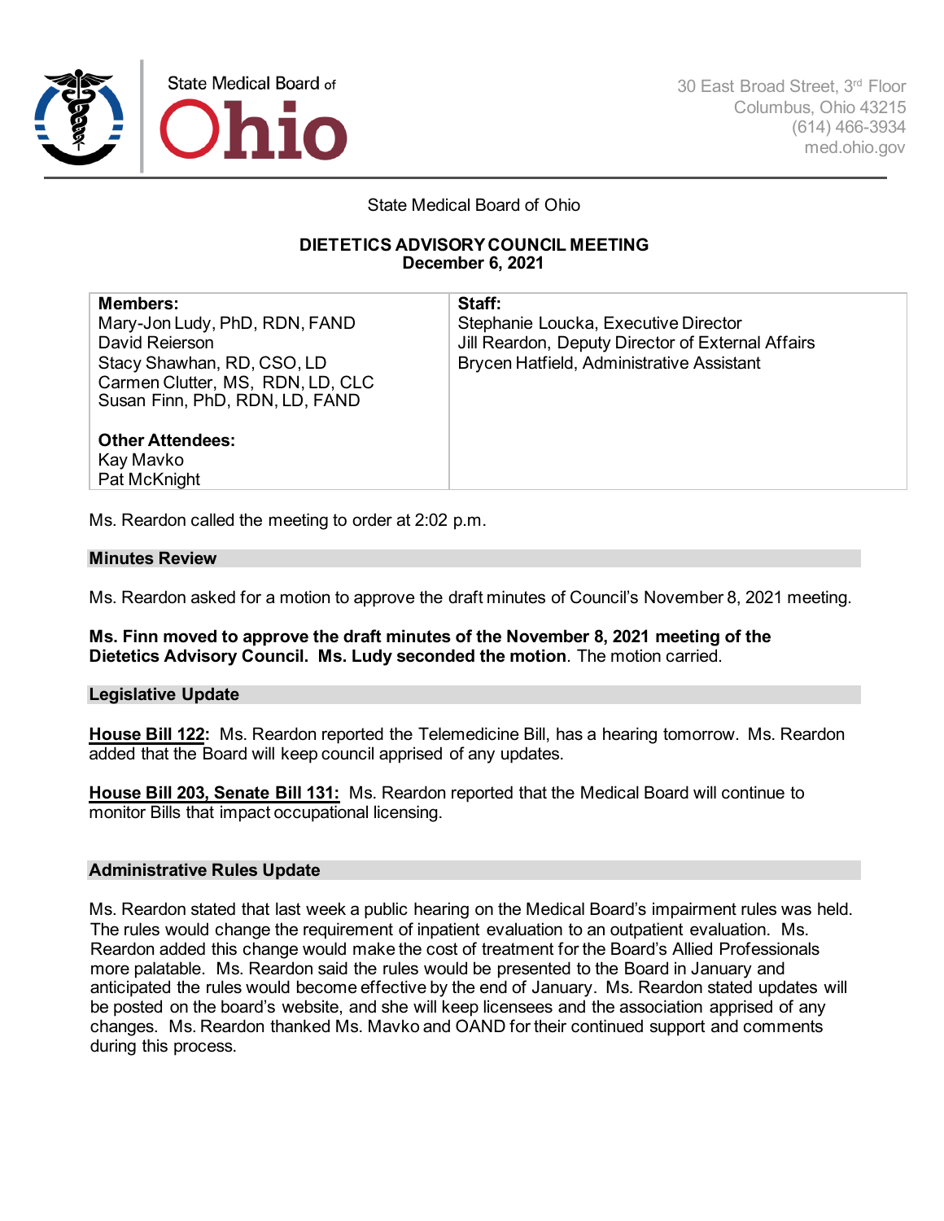State Medical Board of Ohio

30 East Broad Street, 3rd Floor
Columbus, Ohio 43215
(614) 466-3934
med.ohio.gov

State Medical Board of Ohio

**DIETETICS ADVISORY COUNCIL MEETING**
**December 6, 2021**

| **Members:** | **Staff:** |
|---|---|
| Mary-Jon Ludy, PhD, RDN, FAND<br>David Reierson<br>Stacy Shawhan, RD, CSO, LD<br>Carmen Clutter, MS, RDN, LD, CLC<br>Susan Finn, PhD, RDN, LD, FAND<br><br>**Other Attendees:**<br>Kay Mavko<br>Pat McKnight | Stephanie Loucka, Executive Director<br>Jill Reardon, Deputy Director of External Affairs<br>Brycen Hatfield, Administrative Assistant |

Ms. Reardon called the meeting to order at 2:02 p.m.

## Minutes Review

Ms. Reardon asked for a motion to approve the draft minutes of Council's November 8, 2021 meeting.

**Ms. Finn moved to approve the draft minutes of the November 8, 2021 meeting of the Dietetics Advisory Council. Ms. Ludy seconded the motion**. The motion carried.

## Legislative Update

**House Bill 122:** Ms. Reardon reported the Telemedicine Bill, has a hearing tomorrow. Ms. Reardon added that the Board will keep council apprised of any updates.

**House Bill 203, Senate Bill 131:** Ms. Reardon reported that the Medical Board will continue to monitor Bills that impact occupational licensing.

## Administrative Rules Update

Ms. Reardon stated that last week a public hearing on the Medical Board's impairment rules was held. The rules would change the requirement of inpatient evaluation to an outpatient evaluation. Ms. Reardon added this change would make the cost of treatment for the Board's Allied Professionals more palatable. Ms. Reardon said the rules would be presented to the Board in January and anticipated the rules would become effective by the end of January. Ms. Reardon stated updates will be posted on the board's website, and she will keep licensees and the association apprised of any changes. Ms. Reardon thanked Ms. Mavko and OAND for their continued support and comments during this process.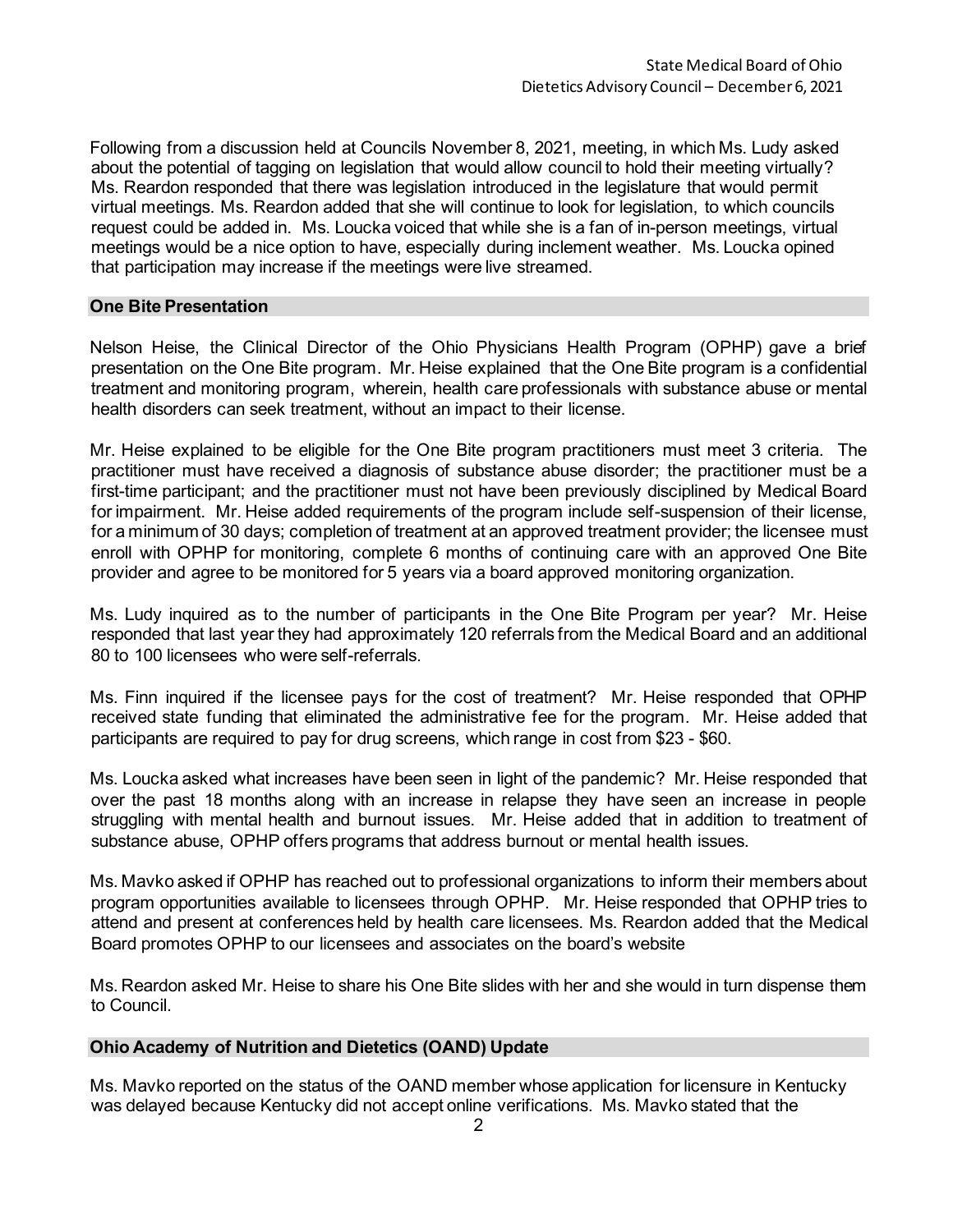Following from a discussion held at Councils November 8, 2021, meeting, in which Ms. Ludy asked about the potential of tagging on legislation that would allow council to hold their meeting virtually? Ms. Reardon responded that there was legislation introduced in the legislature that would permit virtual meetings. Ms. Reardon added that she will continue to look for legislation, to which councils request could be added in. Ms. Loucka voiced that while she is a fan of in-person meetings, virtual meetings would be a nice option to have, especially during inclement weather. Ms. Loucka opined that participation may increase if the meetings were live streamed.

## One Bite Presentation

Nelson Heise, the Clinical Director of the Ohio Physicians Health Program (OPHP) gave a brief presentation on the One Bite program. Mr. Heise explained that the One Bite program is a confidential treatment and monitoring program, wherein, health care professionals with substance abuse or mental health disorders can seek treatment, without an impact to their license.

Mr. Heise explained to be eligible for the One Bite program practitioners must meet 3 criteria. The practitioner must have received a diagnosis of substance abuse disorder; the practitioner must be a first-time participant; and the practitioner must not have been previously disciplined by Medical Board for impairment. Mr. Heise added requirements of the program include self-suspension of their license, for a minimum of 30 days; completion of treatment at an approved treatment provider; the licensee must enroll with OPHP for monitoring, complete 6 months of continuing care with an approved One Bite provider and agree to be monitored for 5 years via a board approved monitoring organization.

Ms. Ludy inquired as to the number of participants in the One Bite Program per year? Mr. Heise responded that last year they had approximately 120 referrals from the Medical Board and an additional 80 to 100 licensees who were self-referrals.

Ms. Finn inquired if the licensee pays for the cost of treatment? Mr. Heise responded that OPHP received state funding that eliminated the administrative fee for the program. Mr. Heise added that participants are required to pay for drug screens, which range in cost from $23 - $60.

Ms. Loucka asked what increases have been seen in light of the pandemic? Mr. Heise responded that over the past 18 months along with an increase in relapse they have seen an increase in people struggling with mental health and burnout issues. Mr. Heise added that in addition to treatment of substance abuse, OPHP offers programs that address burnout or mental health issues.

Ms. Mavko asked if OPHP has reached out to professional organizations to inform their members about program opportunities available to licensees through OPHP. Mr. Heise responded that OPHP tries to attend and present at conferences held by health care licensees. Ms. Reardon added that the Medical Board promotes OPHP to our licensees and associates on the board's website

Ms. Reardon asked Mr. Heise to share his One Bite slides with her and she would in turn dispense them to Council.

## Ohio Academy of Nutrition and Dietetics (OAND) Update

Ms. Mavko reported on the status of the OAND member whose application for licensure in Kentucky was delayed because Kentucky did not accept online verifications. Ms. Mavko stated that the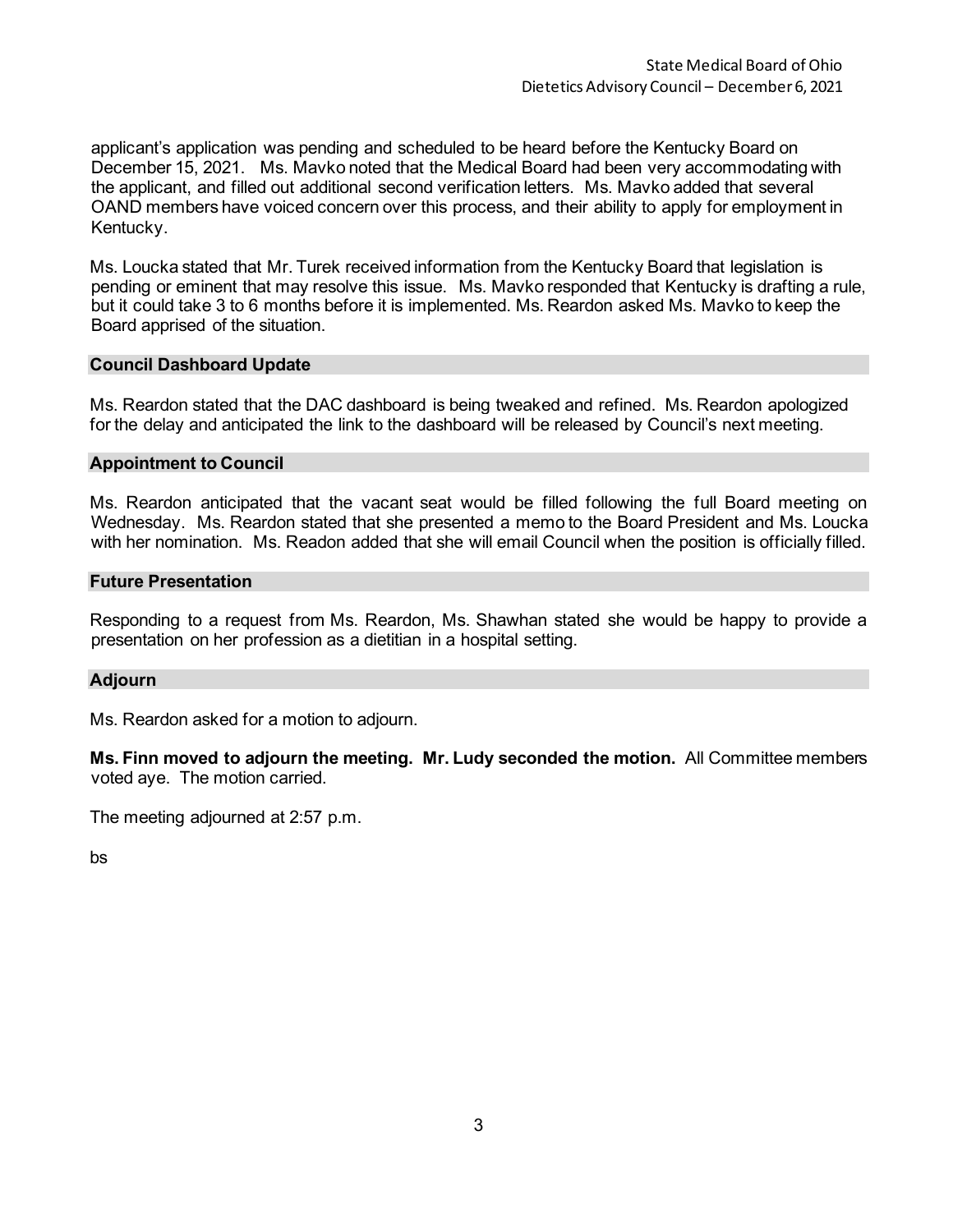applicant's application was pending and scheduled to be heard before the Kentucky Board on December 15, 2021. Ms. Mavko noted that the Medical Board had been very accommodating with the applicant, and filled out additional second verification letters. Ms. Mavko added that several OAND members have voiced concern over this process, and their ability to apply for employment in Kentucky.

Ms. Loucka stated that Mr. Turek received information from the Kentucky Board that legislation is pending or eminent that may resolve this issue. Ms. Mavko responded that Kentucky is drafting a rule, but it could take 3 to 6 months before it is implemented. Ms. Reardon asked Ms. Mavko to keep the Board apprised of the situation.

## Council Dashboard Update

Ms. Reardon stated that the DAC dashboard is being tweaked and refined. Ms. Reardon apologized for the delay and anticipated the link to the dashboard will be released by Council's next meeting.

## Appointment to Council

Ms. Reardon anticipated that the vacant seat would be filled following the full Board meeting on Wednesday. Ms. Reardon stated that she presented a memo to the Board President and Ms. Loucka with her nomination. Ms. Readon added that she will email Council when the position is officially filled.

## Future Presentation

Responding to a request from Ms. Reardon, Ms. Shawhan stated she would be happy to provide a presentation on her profession as a dietitian in a hospital setting.

## Adjourn

Ms. Reardon asked for a motion to adjourn.

**Ms. Finn moved to adjourn the meeting. Mr. Ludy seconded the motion.** All Committee members voted aye. The motion carried.

The meeting adjourned at 2:57 p.m.

bs